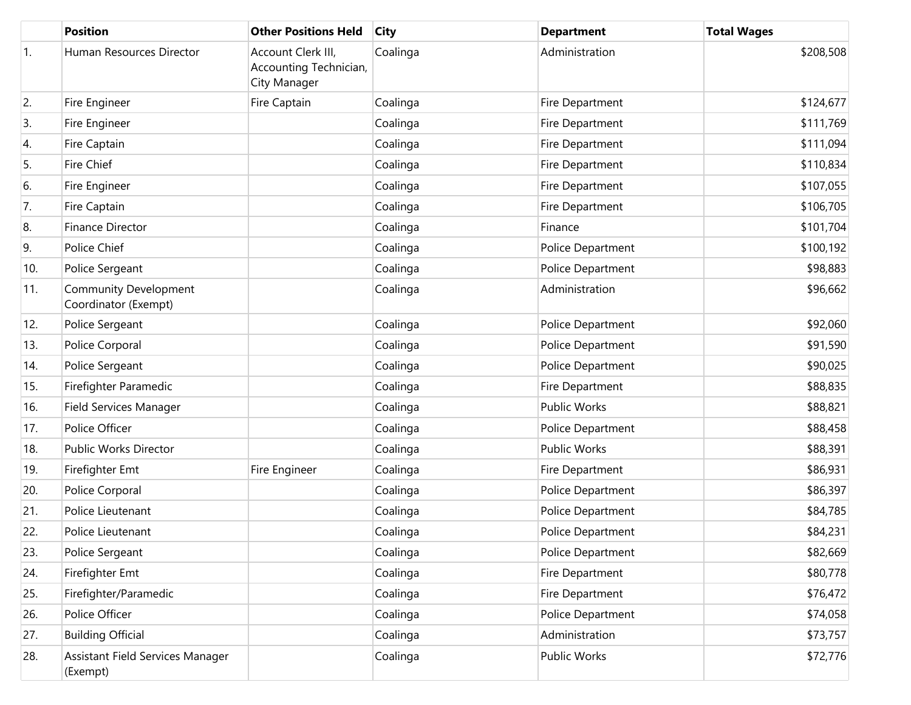| | Position | Other Positions Held | City | Department | Total Wages |
|---|---|---|---|---|---|
| 1. | Human Resources Director | Account Clerk III, Accounting Technician, City Manager | Coalinga | Administration | $208,508 |
| 2. | Fire Engineer | Fire Captain | Coalinga | Fire Department | $124,677 |
| 3. | Fire Engineer | | Coalinga | Fire Department | $111,769 |
| 4. | Fire Captain | | Coalinga | Fire Department | $111,094 |
| 5. | Fire Chief | | Coalinga | Fire Department | $110,834 |
| 6. | Fire Engineer | | Coalinga | Fire Department | $107,055 |
| 7. | Fire Captain | | Coalinga | Fire Department | $106,705 |
| 8. | Finance Director | | Coalinga | Finance | $101,704 |
| 9. | Police Chief | | Coalinga | Police Department | $100,192 |
| 10. | Police Sergeant | | Coalinga | Police Department | $98,883 |
| 11. | Community Development Coordinator (Exempt) | | Coalinga | Administration | $96,662 |
| 12. | Police Sergeant | | Coalinga | Police Department | $92,060 |
| 13. | Police Corporal | | Coalinga | Police Department | $91,590 |
| 14. | Police Sergeant | | Coalinga | Police Department | $90,025 |
| 15. | Firefighter Paramedic | | Coalinga | Fire Department | $88,835 |
| 16. | Field Services Manager | | Coalinga | Public Works | $88,821 |
| 17. | Police Officer | | Coalinga | Police Department | $88,458 |
| 18. | Public Works Director | | Coalinga | Public Works | $88,391 |
| 19. | Firefighter Emt | Fire Engineer | Coalinga | Fire Department | $86,931 |
| 20. | Police Corporal | | Coalinga | Police Department | $86,397 |
| 21. | Police Lieutenant | | Coalinga | Police Department | $84,785 |
| 22. | Police Lieutenant | | Coalinga | Police Department | $84,231 |
| 23. | Police Sergeant | | Coalinga | Police Department | $82,669 |
| 24. | Firefighter Emt | | Coalinga | Fire Department | $80,778 |
| 25. | Firefighter/Paramedic | | Coalinga | Fire Department | $76,472 |
| 26. | Police Officer | | Coalinga | Police Department | $74,058 |
| 27. | Building Official | | Coalinga | Administration | $73,757 |
| 28. | Assistant Field Services Manager (Exempt) | | Coalinga | Public Works | $72,776 |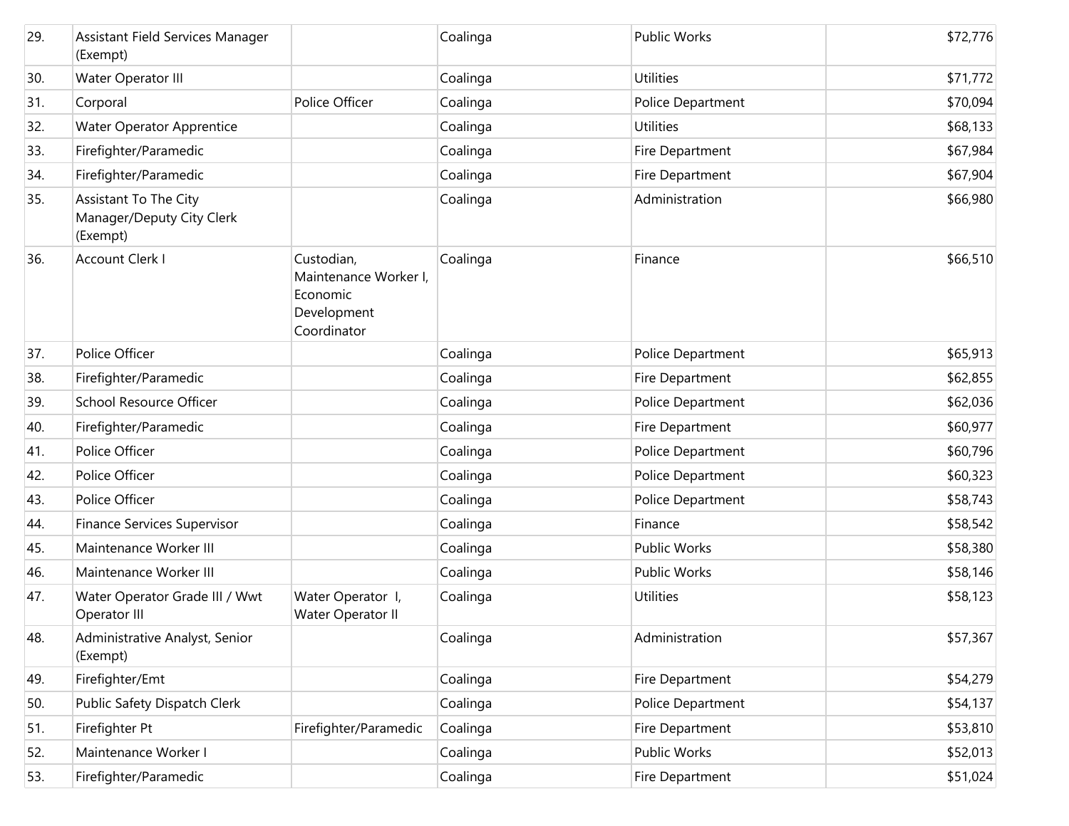| | | | | | |
|---|---|---|---|---|---|
| 29. | Assistant Field Services Manager (Exempt) | | Coalinga | Public Works | $72,776 |
| 30. | Water Operator III | | Coalinga | Utilities | $71,772 |
| 31. | Corporal | Police Officer | Coalinga | Police Department | $70,094 |
| 32. | Water Operator Apprentice | | Coalinga | Utilities | $68,133 |
| 33. | Firefighter/Paramedic | | Coalinga | Fire Department | $67,984 |
| 34. | Firefighter/Paramedic | | Coalinga | Fire Department | $67,904 |
| 35. | Assistant To The City Manager/Deputy City Clerk (Exempt) | | Coalinga | Administration | $66,980 |
| 36. | Account Clerk I | Custodian, Maintenance Worker I, Economic Development Coordinator | Coalinga | Finance | $66,510 |
| 37. | Police Officer | | Coalinga | Police Department | $65,913 |
| 38. | Firefighter/Paramedic | | Coalinga | Fire Department | $62,855 |
| 39. | School Resource Officer | | Coalinga | Police Department | $62,036 |
| 40. | Firefighter/Paramedic | | Coalinga | Fire Department | $60,977 |
| 41. | Police Officer | | Coalinga | Police Department | $60,796 |
| 42. | Police Officer | | Coalinga | Police Department | $60,323 |
| 43. | Police Officer | | Coalinga | Police Department | $58,743 |
| 44. | Finance Services Supervisor | | Coalinga | Finance | $58,542 |
| 45. | Maintenance Worker III | | Coalinga | Public Works | $58,380 |
| 46. | Maintenance Worker III | | Coalinga | Public Works | $58,146 |
| 47. | Water Operator Grade III / Wwt Operator III | Water Operator I, Water Operator II | Coalinga | Utilities | $58,123 |
| 48. | Administrative Analyst, Senior (Exempt) | | Coalinga | Administration | $57,367 |
| 49. | Firefighter/Emt | | Coalinga | Fire Department | $54,279 |
| 50. | Public Safety Dispatch Clerk | | Coalinga | Police Department | $54,137 |
| 51. | Firefighter Pt | Firefighter/Paramedic | Coalinga | Fire Department | $53,810 |
| 52. | Maintenance Worker I | | Coalinga | Public Works | $52,013 |
| 53. | Firefighter/Paramedic | | Coalinga | Fire Department | $51,024 |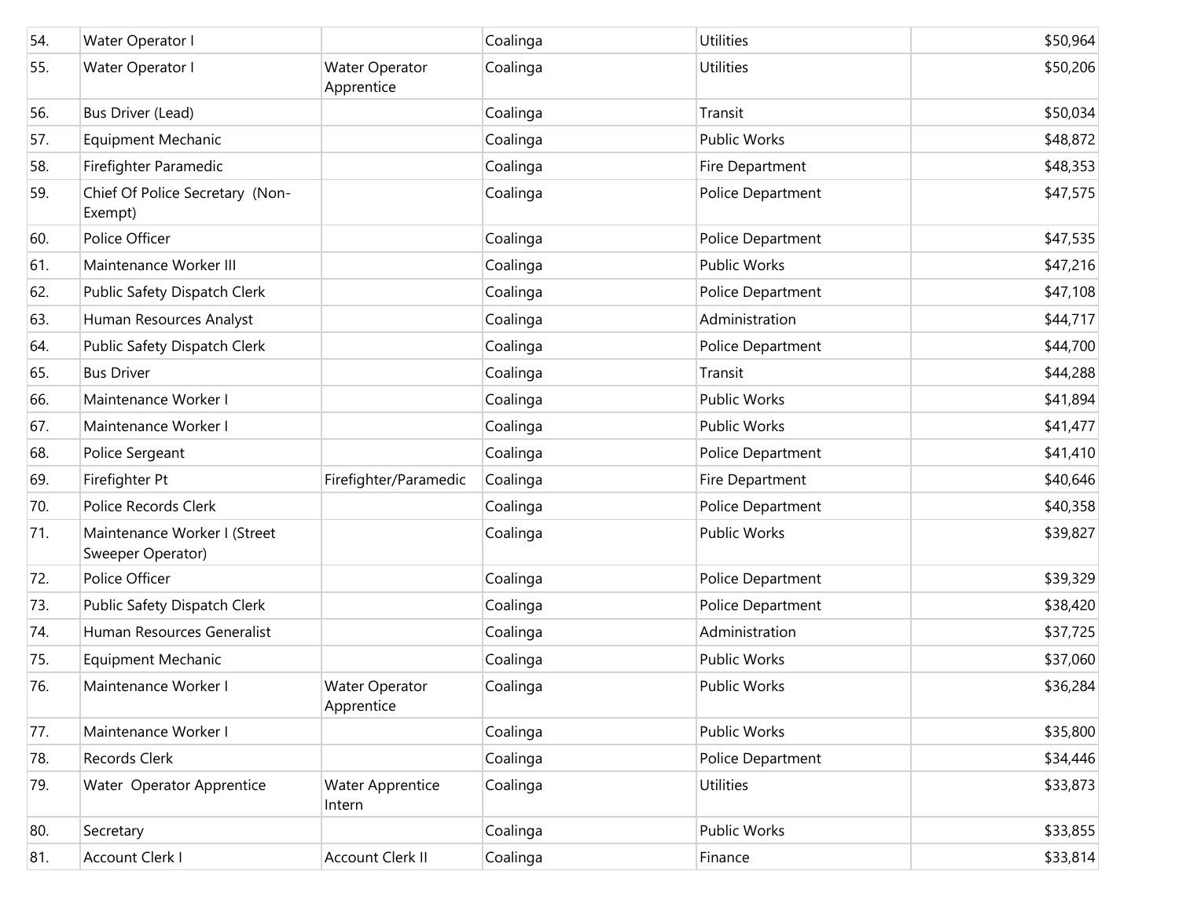| | | | | | |
|---|---|---|---|---|---|
| 54. | Water Operator I | | Coalinga | Utilities | $50,964 |
| 55. | Water Operator I | Water Operator Apprentice | Coalinga | Utilities | $50,206 |
| 56. | Bus Driver (Lead) | | Coalinga | Transit | $50,034 |
| 57. | Equipment Mechanic | | Coalinga | Public Works | $48,872 |
| 58. | Firefighter Paramedic | | Coalinga | Fire Department | $48,353 |
| 59. | Chief Of Police Secretary (Non-Exempt) | | Coalinga | Police Department | $47,575 |
| 60. | Police Officer | | Coalinga | Police Department | $47,535 |
| 61. | Maintenance Worker III | | Coalinga | Public Works | $47,216 |
| 62. | Public Safety Dispatch Clerk | | Coalinga | Police Department | $47,108 |
| 63. | Human Resources Analyst | | Coalinga | Administration | $44,717 |
| 64. | Public Safety Dispatch Clerk | | Coalinga | Police Department | $44,700 |
| 65. | Bus Driver | | Coalinga | Transit | $44,288 |
| 66. | Maintenance Worker I | | Coalinga | Public Works | $41,894 |
| 67. | Maintenance Worker I | | Coalinga | Public Works | $41,477 |
| 68. | Police Sergeant | | Coalinga | Police Department | $41,410 |
| 69. | Firefighter Pt | Firefighter/Paramedic | Coalinga | Fire Department | $40,646 |
| 70. | Police Records Clerk | | Coalinga | Police Department | $40,358 |
| 71. | Maintenance Worker I (Street Sweeper Operator) | | Coalinga | Public Works | $39,827 |
| 72. | Police Officer | | Coalinga | Police Department | $39,329 |
| 73. | Public Safety Dispatch Clerk | | Coalinga | Police Department | $38,420 |
| 74. | Human Resources Generalist | | Coalinga | Administration | $37,725 |
| 75. | Equipment Mechanic | | Coalinga | Public Works | $37,060 |
| 76. | Maintenance Worker I | Water Operator Apprentice | Coalinga | Public Works | $36,284 |
| 77. | Maintenance Worker I | | Coalinga | Public Works | $35,800 |
| 78. | Records Clerk | | Coalinga | Police Department | $34,446 |
| 79. | Water Operator Apprentice | Water Apprentice Intern | Coalinga | Utilities | $33,873 |
| 80. | Secretary | | Coalinga | Public Works | $33,855 |
| 81. | Account Clerk I | Account Clerk II | Coalinga | Finance | $33,814 |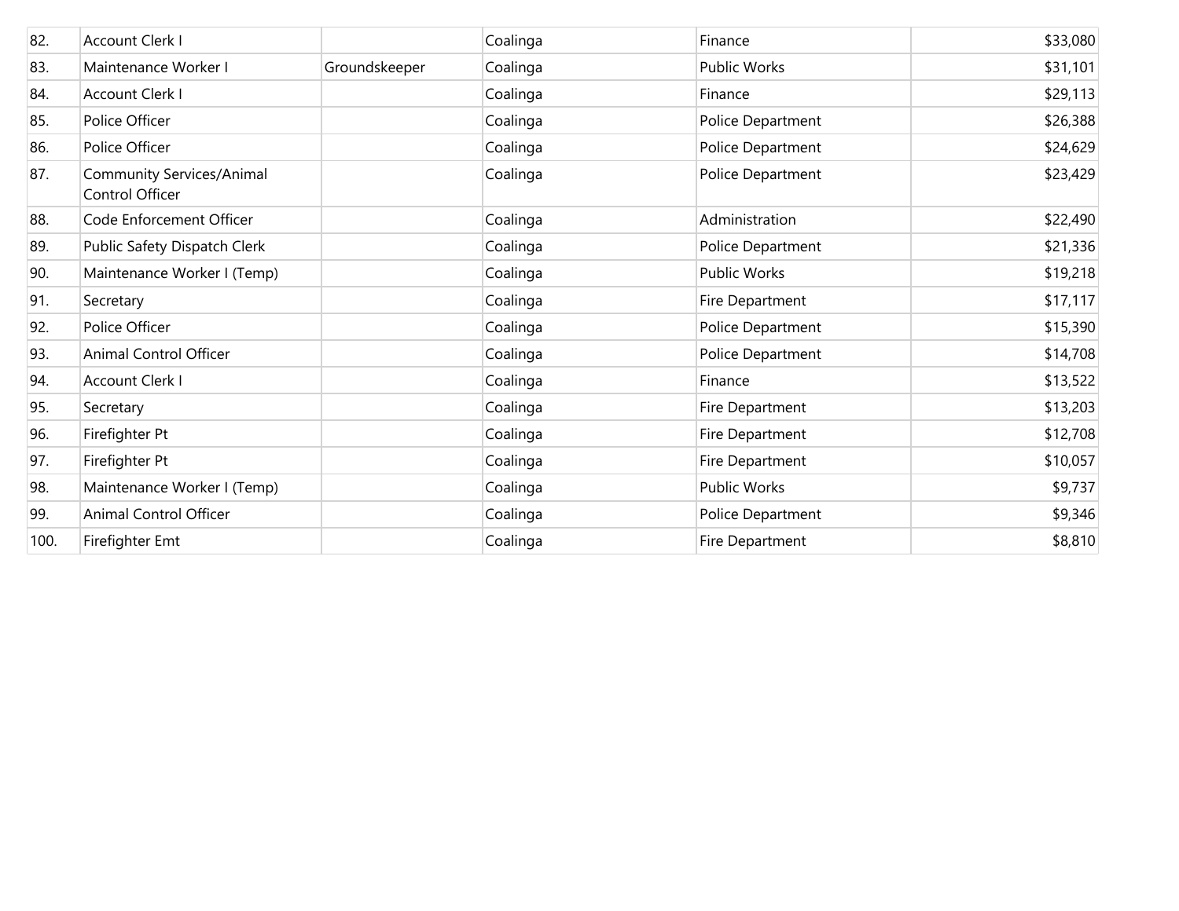| | | | | | |
|---|---|---|---|---|---|
| 82. | Account Clerk I | | Coalinga | Finance | $33,080 |
| 83. | Maintenance Worker I | Groundskeeper | Coalinga | Public Works | $31,101 |
| 84. | Account Clerk I | | Coalinga | Finance | $29,113 |
| 85. | Police Officer | | Coalinga | Police Department | $26,388 |
| 86. | Police Officer | | Coalinga | Police Department | $24,629 |
| 87. | Community Services/Animal Control Officer | | Coalinga | Police Department | $23,429 |
| 88. | Code Enforcement Officer | | Coalinga | Administration | $22,490 |
| 89. | Public Safety Dispatch Clerk | | Coalinga | Police Department | $21,336 |
| 90. | Maintenance Worker I (Temp) | | Coalinga | Public Works | $19,218 |
| 91. | Secretary | | Coalinga | Fire Department | $17,117 |
| 92. | Police Officer | | Coalinga | Police Department | $15,390 |
| 93. | Animal Control Officer | | Coalinga | Police Department | $14,708 |
| 94. | Account Clerk I | | Coalinga | Finance | $13,522 |
| 95. | Secretary | | Coalinga | Fire Department | $13,203 |
| 96. | Firefighter Pt | | Coalinga | Fire Department | $12,708 |
| 97. | Firefighter Pt | | Coalinga | Fire Department | $10,057 |
| 98. | Maintenance Worker I (Temp) | | Coalinga | Public Works | $9,737 |
| 99. | Animal Control Officer | | Coalinga | Police Department | $9,346 |
| 100. | Firefighter Emt | | Coalinga | Fire Department | $8,810 |